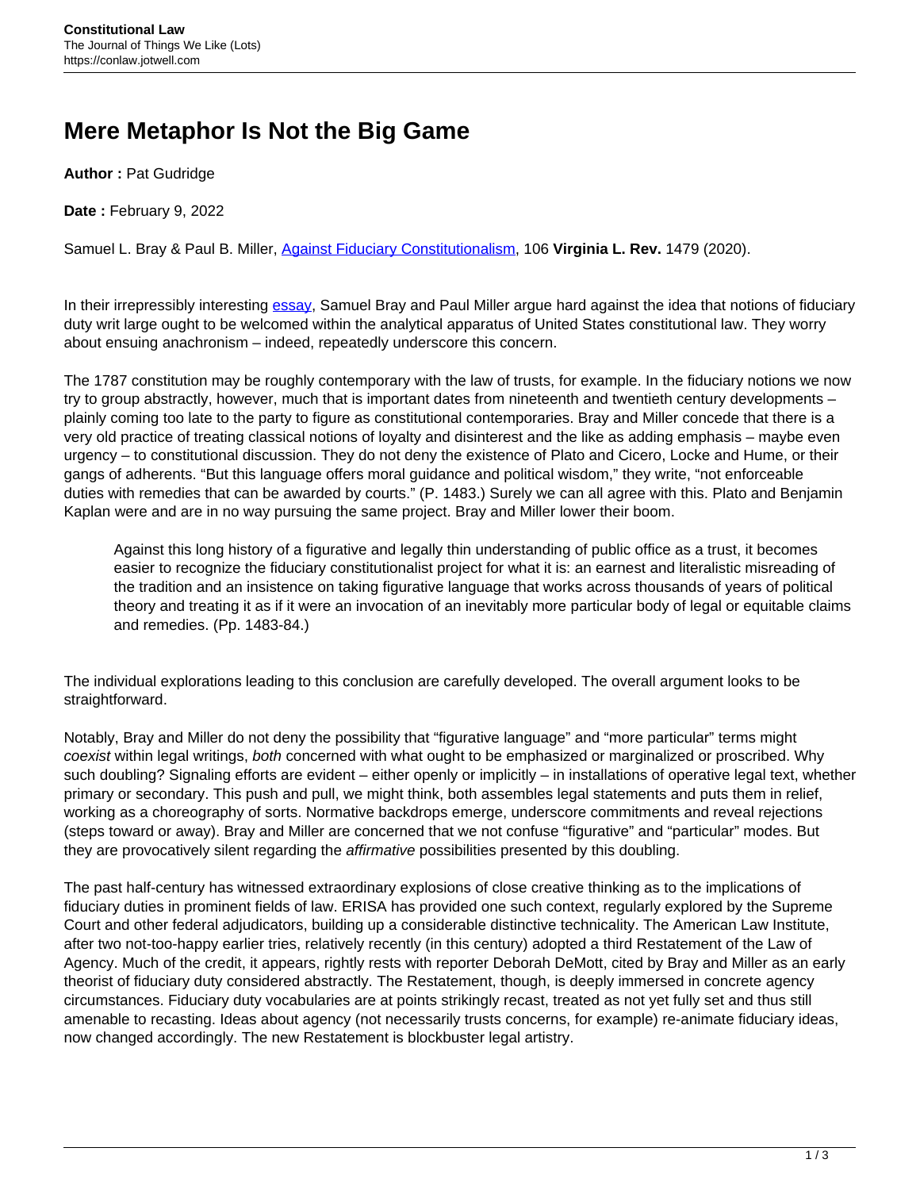# Mere Metaphor Is Not the Big Game

**Author :** Pat Gudridge

**Date :** February 9, 2022

Samuel L. Bray & Paul B. Miller, Against Fiduciary Constitutionalism, 106 **Virginia L. Rev.** 1479 (2020).

In their irrepressibly interesting essay, Samuel Bray and Paul Miller argue hard against the idea that notions of fiduciary duty writ large ought to be welcomed within the analytical apparatus of United States constitutional law. They worry about ensuing anachronism – indeed, repeatedly underscore this concern.

The 1787 constitution may be roughly contemporary with the law of trusts, for example. In the fiduciary notions we now try to group abstractly, however, much that is important dates from nineteenth and twentieth century developments – plainly coming too late to the party to figure as constitutional contemporaries. Bray and Miller concede that there is a very old practice of treating classical notions of loyalty and disinterest and the like as adding emphasis – maybe even urgency – to constitutional discussion. They do not deny the existence of Plato and Cicero, Locke and Hume, or their gangs of adherents. "But this language offers moral guidance and political wisdom," they write, "not enforceable duties with remedies that can be awarded by courts." (P. 1483.) Surely we can all agree with this. Plato and Benjamin Kaplan were and are in no way pursuing the same project. Bray and Miller lower their boom.

> Against this long history of a figurative and legally thin understanding of public office as a trust, it becomes easier to recognize the fiduciary constitutionalist project for what it is: an earnest and literalistic misreading of the tradition and an insistence on taking figurative language that works across thousands of years of political theory and treating it as if it were an invocation of an inevitably more particular body of legal or equitable claims and remedies. (Pp. 1483-84.)

The individual explorations leading to this conclusion are carefully developed. The overall argument looks to be straightforward.

Notably, Bray and Miller do not deny the possibility that "figurative language" and "more particular" terms might *coexist* within legal writings, *both* concerned with what ought to be emphasized or marginalized or proscribed. Why such doubling? Signaling efforts are evident – either openly or implicitly – in installations of operative legal text, whether primary or secondary. This push and pull, we might think, both assembles legal statements and puts them in relief, working as a choreography of sorts. Normative backdrops emerge, underscore commitments and reveal rejections (steps toward or away). Bray and Miller are concerned that we not confuse "figurative" and "particular" modes. But they are provocatively silent regarding the *affirmative* possibilities presented by this doubling.

The past half-century has witnessed extraordinary explosions of close creative thinking as to the implications of fiduciary duties in prominent fields of law. ERISA has provided one such context, regularly explored by the Supreme Court and other federal adjudicators, building up a considerable distinctive technicality. The American Law Institute, after two not-too-happy earlier tries, relatively recently (in this century) adopted a third Restatement of the Law of Agency. Much of the credit, it appears, rightly rests with reporter Deborah DeMott, cited by Bray and Miller as an early theorist of fiduciary duty considered abstractly. The Restatement, though, is deeply immersed in concrete agency circumstances. Fiduciary duty vocabularies are at points strikingly recast, treated as not yet fully set and thus still amenable to recasting. Ideas about agency (not necessarily trusts concerns, for example) re-animate fiduciary ideas, now changed accordingly. The new Restatement is blockbuster legal artistry.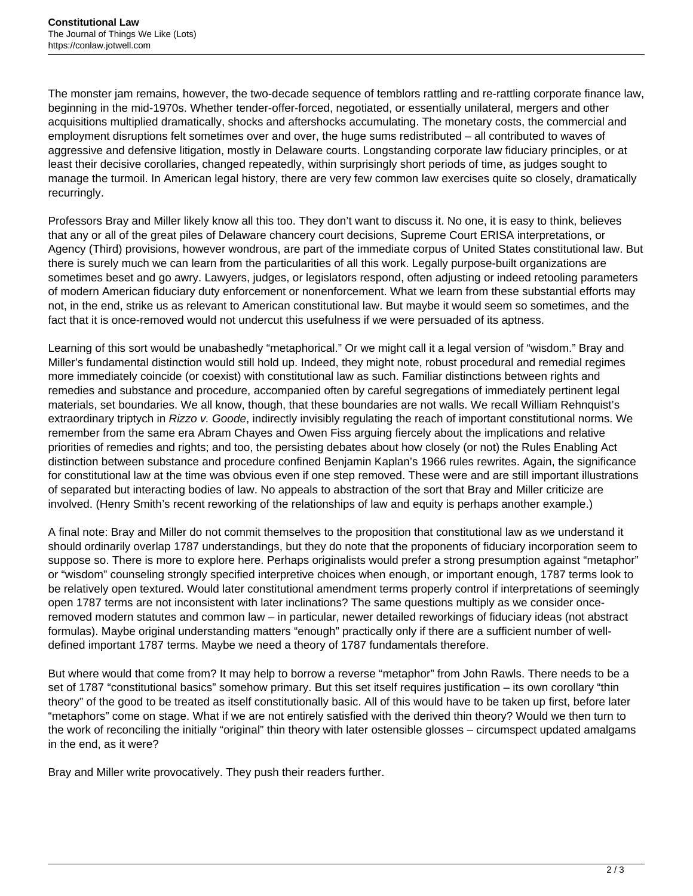The monster jam remains, however, the two-decade sequence of temblors rattling and re-rattling corporate finance law, beginning in the mid-1970s. Whether tender-offer-forced, negotiated, or essentially unilateral, mergers and other acquisitions multiplied dramatically, shocks and aftershocks accumulating. The monetary costs, the commercial and employment disruptions felt sometimes over and over, the huge sums redistributed – all contributed to waves of aggressive and defensive litigation, mostly in Delaware courts. Longstanding corporate law fiduciary principles, or at least their decisive corollaries, changed repeatedly, within surprisingly short periods of time, as judges sought to manage the turmoil. In American legal history, there are very few common law exercises quite so closely, dramatically recurringly.

Professors Bray and Miller likely know all this too. They don't want to discuss it. No one, it is easy to think, believes that any or all of the great piles of Delaware chancery court decisions, Supreme Court ERISA interpretations, or Agency (Third) provisions, however wondrous, are part of the immediate corpus of United States constitutional law. But there is surely much we can learn from the particularities of all this work. Legally purpose-built organizations are sometimes beset and go awry. Lawyers, judges, or legislators respond, often adjusting or indeed retooling parameters of modern American fiduciary duty enforcement or nonenforcement. What we learn from these substantial efforts may not, in the end, strike us as relevant to American constitutional law. But maybe it would seem so sometimes, and the fact that it is once-removed would not undercut this usefulness if we were persuaded of its aptness.

Learning of this sort would be unabashedly "metaphorical." Or we might call it a legal version of "wisdom." Bray and Miller's fundamental distinction would still hold up. Indeed, they might note, robust procedural and remedial regimes more immediately coincide (or coexist) with constitutional law as such. Familiar distinctions between rights and remedies and substance and procedure, accompanied often by careful segregations of immediately pertinent legal materials, set boundaries. We all know, though, that these boundaries are not walls. We recall William Rehnquist's extraordinary triptych in *Rizzo v. Goode*, indirectly invisibly regulating the reach of important constitutional norms. We remember from the same era Abram Chayes and Owen Fiss arguing fiercely about the implications and relative priorities of remedies and rights; and too, the persisting debates about how closely (or not) the Rules Enabling Act distinction between substance and procedure confined Benjamin Kaplan's 1966 rules rewrites. Again, the significance for constitutional law at the time was obvious even if one step removed. These were and are still important illustrations of separated but interacting bodies of law. No appeals to abstraction of the sort that Bray and Miller criticize are involved. (Henry Smith's recent reworking of the relationships of law and equity is perhaps another example.)

A final note: Bray and Miller do not commit themselves to the proposition that constitutional law as we understand it should ordinarily overlap 1787 understandings, but they do note that the proponents of fiduciary incorporation seem to suppose so. There is more to explore here. Perhaps originalists would prefer a strong presumption against "metaphor" or "wisdom" counseling strongly specified interpretive choices when enough, or important enough, 1787 terms look to be relatively open textured. Would later constitutional amendment terms properly control if interpretations of seemingly open 1787 terms are not inconsistent with later inclinations? The same questions multiply as we consider once-removed modern statutes and common law – in particular, newer detailed reworkings of fiduciary ideas (not abstract formulas). Maybe original understanding matters "enough" practically only if there are a sufficient number of well-defined important 1787 terms. Maybe we need a theory of 1787 fundamentals therefore.

But where would that come from? It may help to borrow a reverse "metaphor" from John Rawls. There needs to be a set of 1787 "constitutional basics" somehow primary. But this set itself requires justification – its own corollary "thin theory" of the good to be treated as itself constitutionally basic. All of this would have to be taken up first, before later "metaphors" come on stage. What if we are not entirely satisfied with the derived thin theory? Would we then turn to the work of reconciling the initially "original" thin theory with later ostensible glosses – circumspect updated amalgams in the end, as it were?

Bray and Miller write provocatively. They push their readers further.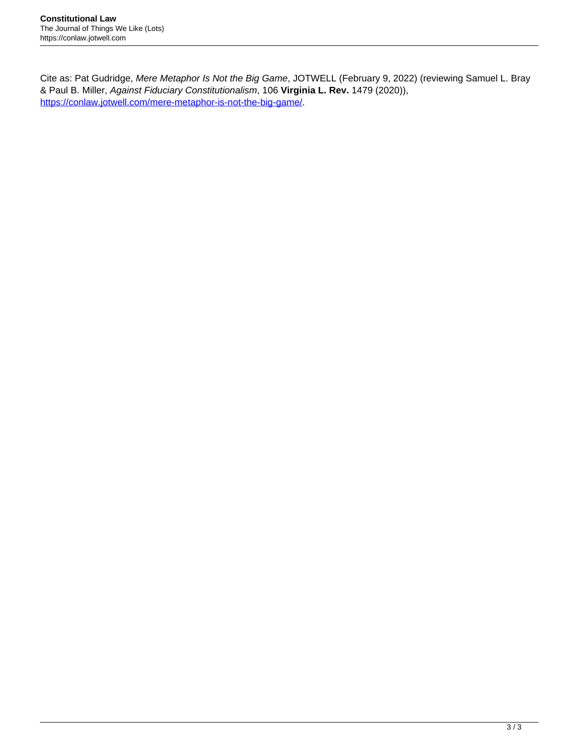Cite as: Pat Gudridge, *Mere Metaphor Is Not the Big Game*, JOTWELL (February 9, 2022) (reviewing Samuel L. Bray & Paul B. Miller, *Against Fiduciary Constitutionalism*, 106 **Virginia L. Rev.** 1479 (2020)), https://conlaw.jotwell.com/mere-metaphor-is-not-the-big-game/.